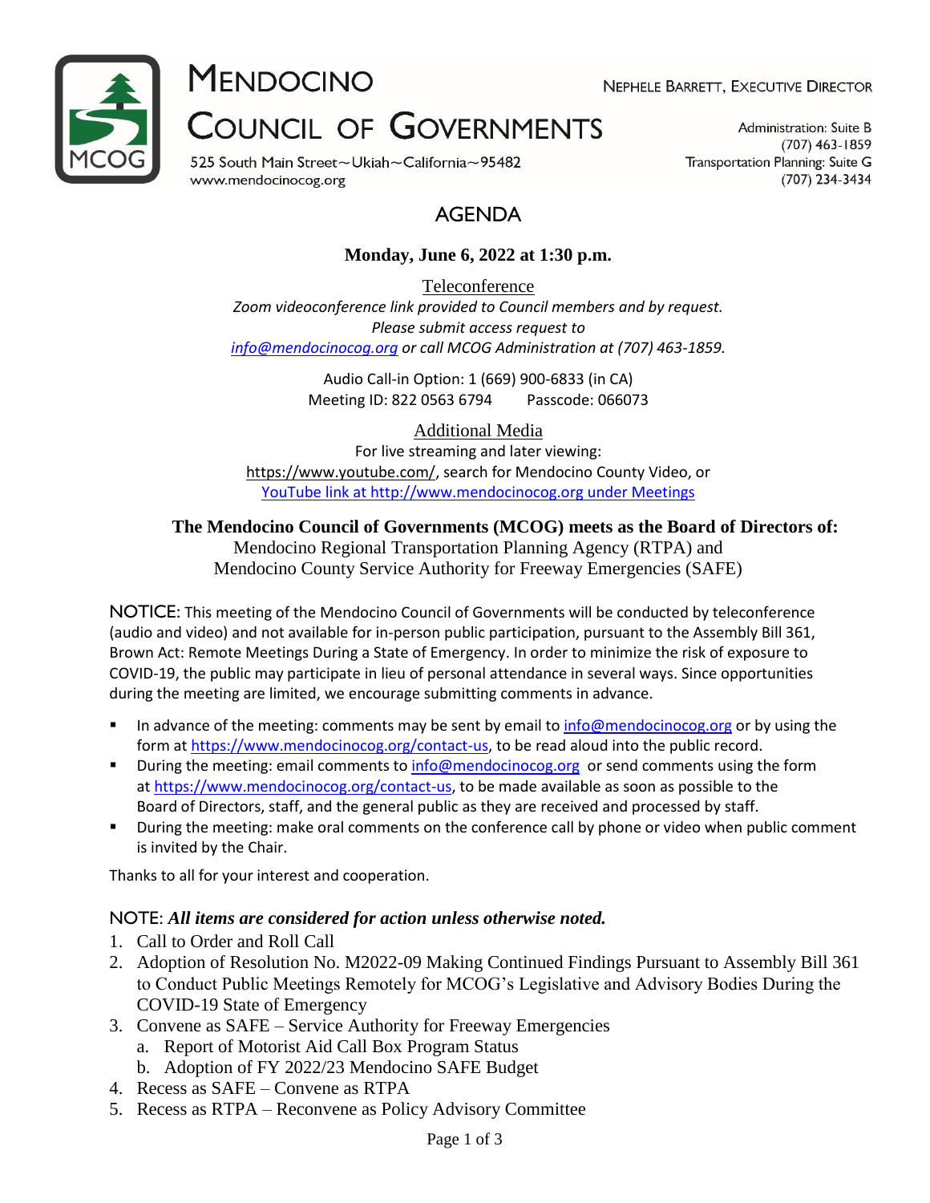# MENDOCINO COUNCIL OF GOVERNMENTS

525 South Main Street~Ukiah~California~95482
www.mendocinocog.org

NEPHELE BARRETT, EXECUTIVE DIRECTOR

Administration: Suite B
(707) 463-1859
Transportation Planning: Suite G
(707) 234-3434

## AGENDA

**Monday, June 6, 2022 at 1:30 p.m.**

Teleconference
*Zoom videoconference link provided to Council members and by request.*
*Please submit access request to*
*info@mendocinocog.org or call MCOG Administration at (707) 463-1859.*

Audio Call-in Option: 1 (669) 900-6833 (in CA)
Meeting ID: 822 0563 6794     Passcode: 066073

Additional Media
For live streaming and later viewing:
https://www.youtube.com/, search for Mendocino County Video, or
YouTube link at http://www.mendocinocog.org under Meetings

**The Mendocino Council of Governments (MCOG) meets as the Board of Directors of:**
Mendocino Regional Transportation Planning Agency (RTPA) and
Mendocino County Service Authority for Freeway Emergencies (SAFE)

NOTICE: This meeting of the Mendocino Council of Governments will be conducted by teleconference (audio and video) and not available for in-person public participation, pursuant to the Assembly Bill 361, Brown Act: Remote Meetings During a State of Emergency. In order to minimize the risk of exposure to COVID-19, the public may participate in lieu of personal attendance in several ways. Since opportunities during the meeting are limited, we encourage submitting comments in advance.

- In advance of the meeting: comments may be sent by email to info@mendocinocog.org or by using the form at https://www.mendocinocog.org/contact-us, to be read aloud into the public record.
- During the meeting: email comments to info@mendocinocog.org or send comments using the form at https://www.mendocinocog.org/contact-us, to be made available as soon as possible to the Board of Directors, staff, and the general public as they are received and processed by staff.
- During the meeting: make oral comments on the conference call by phone or video when public comment is invited by the Chair.

Thanks to all for your interest and cooperation.

NOTE: ***All items are considered for action unless otherwise noted.***

1. Call to Order and Roll Call
2. Adoption of Resolution No. M2022-09 Making Continued Findings Pursuant to Assembly Bill 361 to Conduct Public Meetings Remotely for MCOG's Legislative and Advisory Bodies During the COVID-19 State of Emergency
3. Convene as SAFE – Service Authority for Freeway Emergencies
   a. Report of Motorist Aid Call Box Program Status
   b. Adoption of FY 2022/23 Mendocino SAFE Budget
4. Recess as SAFE – Convene as RTPA
5. Recess as RTPA – Reconvene as Policy Advisory Committee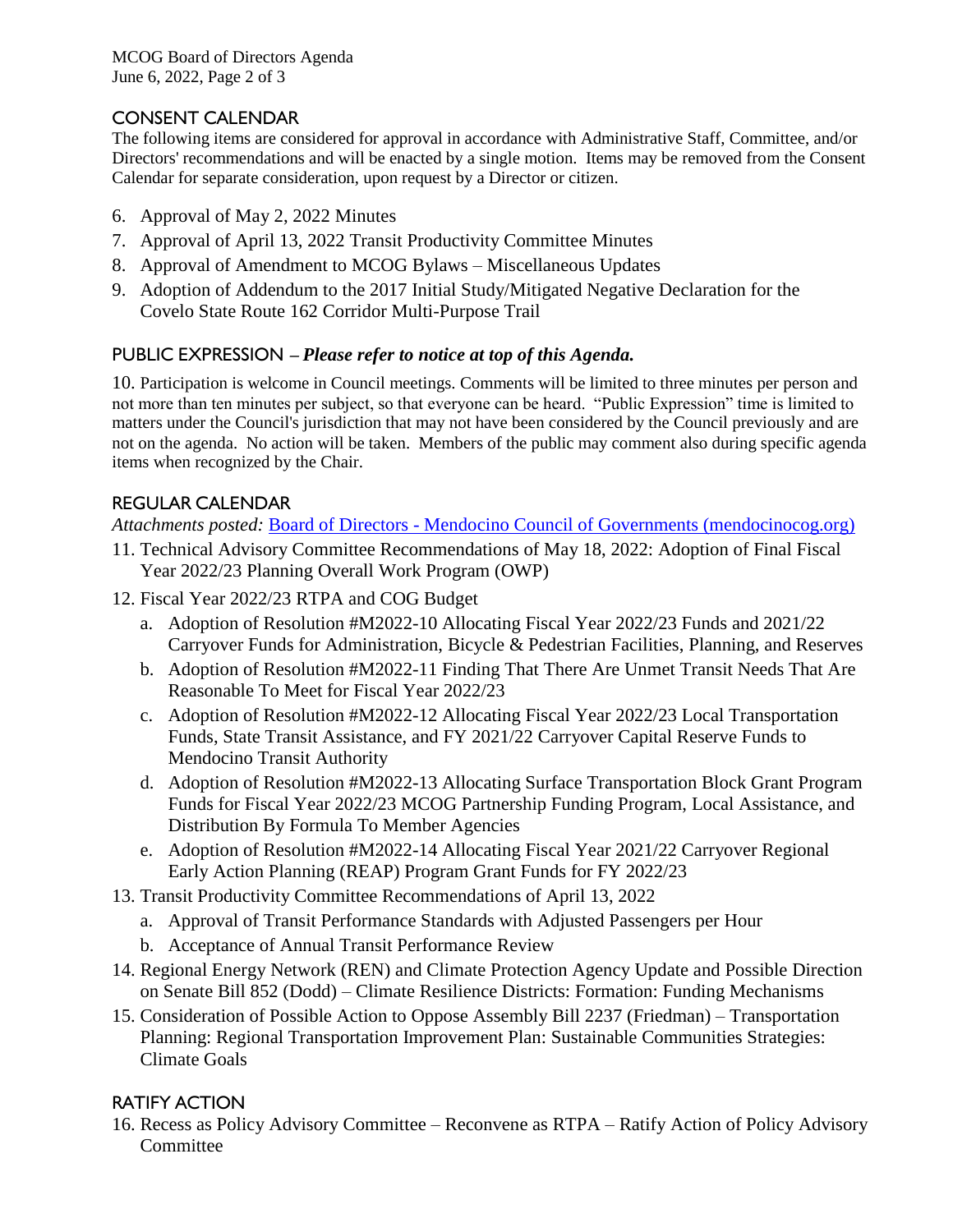## CONSENT CALENDAR

The following items are considered for approval in accordance with Administrative Staff, Committee, and/or Directors' recommendations and will be enacted by a single motion. Items may be removed from the Consent Calendar for separate consideration, upon request by a Director or citizen.

6. Approval of May 2, 2022 Minutes
7. Approval of April 13, 2022 Transit Productivity Committee Minutes
8. Approval of Amendment to MCOG Bylaws – Miscellaneous Updates
9. Adoption of Addendum to the 2017 Initial Study/Mitigated Negative Declaration for the Covelo State Route 162 Corridor Multi-Purpose Trail

## PUBLIC EXPRESSION – *Please refer to notice at top of this Agenda.*

10. Participation is welcome in Council meetings. Comments will be limited to three minutes per person and not more than ten minutes per subject, so that everyone can be heard. "Public Expression" time is limited to matters under the Council's jurisdiction that may not have been considered by the Council previously and are not on the agenda. No action will be taken. Members of the public may comment also during specific agenda items when recognized by the Chair.

## REGULAR CALENDAR

*Attachments posted:* [Board of Directors - Mendocino Council of Governments (mendocinocog.org)](mendocinocog.org)

11. Technical Advisory Committee Recommendations of May 18, 2022: Adoption of Final Fiscal Year 2022/23 Planning Overall Work Program (OWP)
12. Fiscal Year 2022/23 RTPA and COG Budget
    a. Adoption of Resolution #M2022-10 Allocating Fiscal Year 2022/23 Funds and 2021/22 Carryover Funds for Administration, Bicycle & Pedestrian Facilities, Planning, and Reserves
    b. Adoption of Resolution #M2022-11 Finding That There Are Unmet Transit Needs That Are Reasonable To Meet for Fiscal Year 2022/23
    c. Adoption of Resolution #M2022-12 Allocating Fiscal Year 2022/23 Local Transportation Funds, State Transit Assistance, and FY 2021/22 Carryover Capital Reserve Funds to Mendocino Transit Authority
    d. Adoption of Resolution #M2022-13 Allocating Surface Transportation Block Grant Program Funds for Fiscal Year 2022/23 MCOG Partnership Funding Program, Local Assistance, and Distribution By Formula To Member Agencies
    e. Adoption of Resolution #M2022-14 Allocating Fiscal Year 2021/22 Carryover Regional Early Action Planning (REAP) Program Grant Funds for FY 2022/23
13. Transit Productivity Committee Recommendations of April 13, 2022
    a. Approval of Transit Performance Standards with Adjusted Passengers per Hour
    b. Acceptance of Annual Transit Performance Review
14. Regional Energy Network (REN) and Climate Protection Agency Update and Possible Direction on Senate Bill 852 (Dodd) – Climate Resilience Districts: Formation: Funding Mechanisms
15. Consideration of Possible Action to Oppose Assembly Bill 2237 (Friedman) – Transportation Planning: Regional Transportation Improvement Plan: Sustainable Communities Strategies: Climate Goals

## RATIFY ACTION

16. Recess as Policy Advisory Committee – Reconvene as RTPA – Ratify Action of Policy Advisory Committee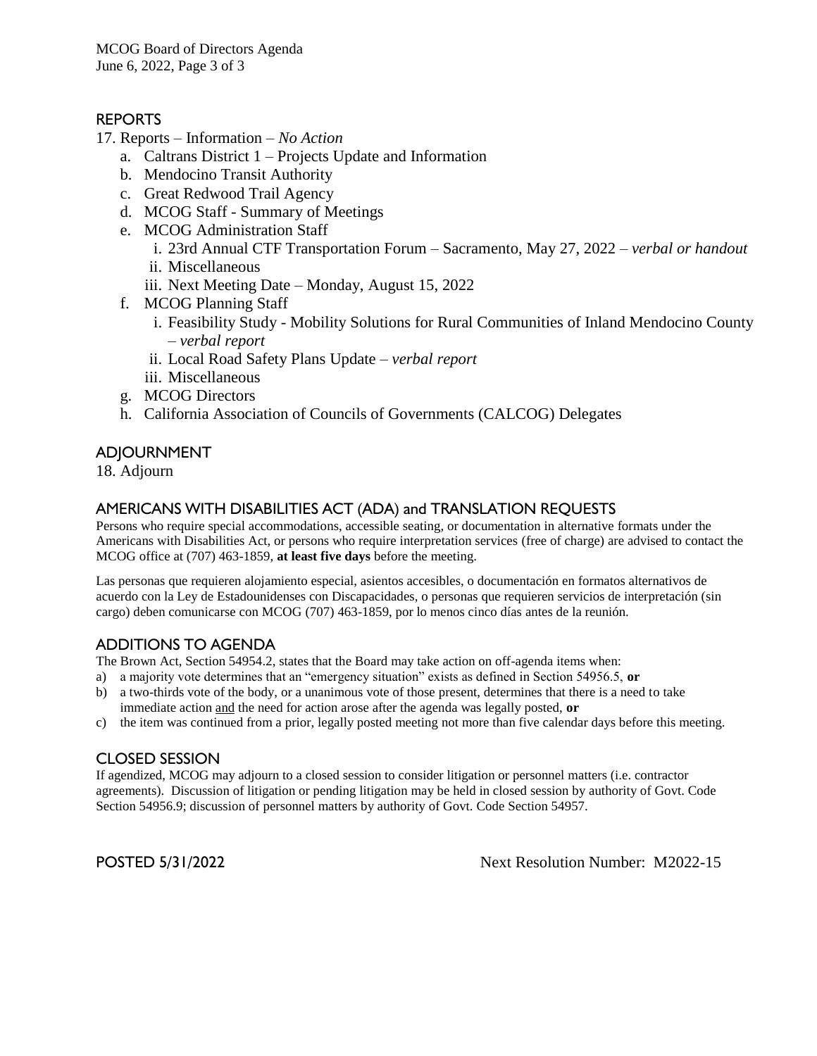## REPORTS

17. Reports – Information – *No Action*
    a. Caltrans District 1 – Projects Update and Information
    b. Mendocino Transit Authority
    c. Great Redwood Trail Agency
    d. MCOG Staff - Summary of Meetings
    e. MCOG Administration Staff
        i. 23rd Annual CTF Transportation Forum – Sacramento, May 27, 2022 – *verbal or handout*
        ii. Miscellaneous
        iii. Next Meeting Date – Monday, August 15, 2022
    f. MCOG Planning Staff
        i. Feasibility Study - Mobility Solutions for Rural Communities of Inland Mendocino County – *verbal report*
        ii. Local Road Safety Plans Update – *verbal report*
        iii. Miscellaneous
    g. MCOG Directors
    h. California Association of Councils of Governments (CALCOG) Delegates

## ADJOURNMENT

18. Adjourn

## AMERICANS WITH DISABILITIES ACT (ADA) and TRANSLATION REQUESTS

Persons who require special accommodations, accessible seating, or documentation in alternative formats under the Americans with Disabilities Act, or persons who require interpretation services (free of charge) are advised to contact the MCOG office at (707) 463-1859, **at least five days** before the meeting.

Las personas que requieren alojamiento especial, asientos accesibles, o documentación en formatos alternativos de acuerdo con la Ley de Estadounidenses con Discapacidades, o personas que requieren servicios de interpretación (sin cargo) deben comunicarse con MCOG (707) 463-1859, por lo menos cinco días antes de la reunión.

## ADDITIONS TO AGENDA

The Brown Act, Section 54954.2, states that the Board may take action on off-agenda items when:

a) a majority vote determines that an "emergency situation" exists as defined in Section 54956.5, **or**
b) a two-thirds vote of the body, or a unanimous vote of those present, determines that there is a need to take immediate action and the need for action arose after the agenda was legally posted, **or**
c) the item was continued from a prior, legally posted meeting not more than five calendar days before this meeting.

## CLOSED SESSION

If agendized, MCOG may adjourn to a closed session to consider litigation or personnel matters (i.e. contractor agreements). Discussion of litigation or pending litigation may be held in closed session by authority of Govt. Code Section 54956.9; discussion of personnel matters by authority of Govt. Code Section 54957.

POSTED 5/31/2022 Next Resolution Number: M2022-15